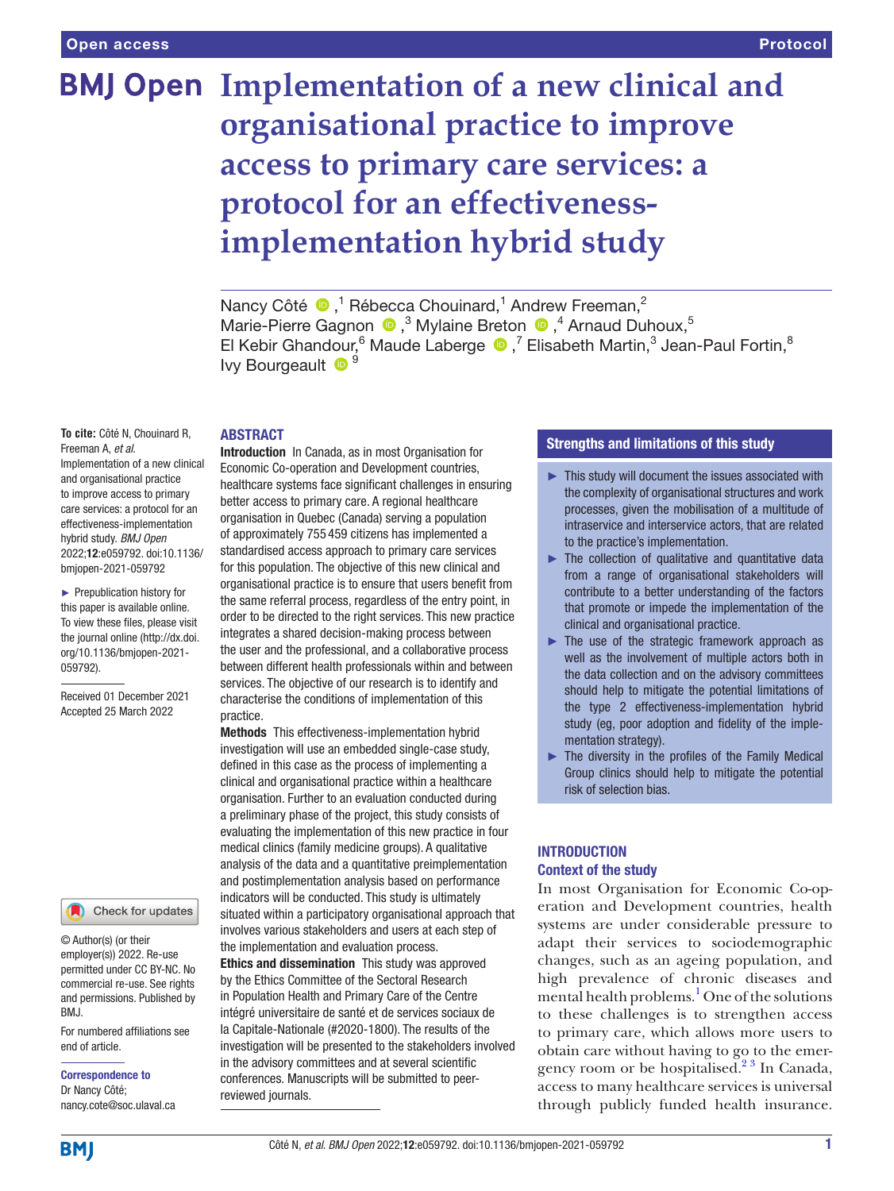Open access | Protocol

# Implementation of a new clinical and organisational practice to improve access to primary care services: a protocol for an effectiveness-implementation hybrid study

Nancy Côté,[1] Rébecca Chouinard,[1] Andrew Freeman,[2] Marie-Pierre Gagnon,[3] Mylaine Breton,[4] Arnaud Duhoux,[5] El Kebir Ghandour,[6] Maude Laberge,[7] Elisabeth Martin,[3] Jean-Paul Fortin,[8] Ivy Bourgeault[9]

**To cite:** Côté N, Chouinard R, Freeman A, *et al*. Implementation of a new clinical and organisational practice to improve access to primary care services: a protocol for an effectiveness-implementation hybrid study. *BMJ Open* 2022;**12**:e059792. doi:10.1136/bmjopen-2021-059792

► Prepublication history for this paper is available online. To view these files, please visit the journal online (http://dx.doi.org/10.1136/bmjopen-2021-059792).

Received 01 December 2021
Accepted 25 March 2022

© Author(s) (or their employer(s)) 2022. Re-use permitted under CC BY-NC. No commercial re-use. See rights and permissions. Published by BMJ.

For numbered affiliations see end of article.

**Correspondence to**
Dr Nancy Côté;
nancy.cote@soc.ulaval.ca

## ABSTRACT

**Introduction** In Canada, as in most Organisation for Economic Co-operation and Development countries, healthcare systems face significant challenges in ensuring better access to primary care. A regional healthcare organisation in Quebec (Canada) serving a population of approximately 755 459 citizens has implemented a standardised access approach to primary care services for this population. The objective of this new clinical and organisational practice is to ensure that users benefit from the same referral process, regardless of the entry point, in order to be directed to the right services. This new practice integrates a shared decision-making process between the user and the professional, and a collaborative process between different health professionals within and between services. The objective of our research is to identify and characterise the conditions of implementation of this practice.

**Methods** This effectiveness-implementation hybrid investigation will use an embedded single-case study, defined in this case as the process of implementing a clinical and organisational practice within a healthcare organisation. Further to an evaluation conducted during a preliminary phase of the project, this study consists of evaluating the implementation of this new practice in four medical clinics (family medicine groups). A qualitative analysis of the data and a quantitative preimplementation and postimplementation analysis based on performance indicators will be conducted. This study is ultimately situated within a participatory organisational approach that involves various stakeholders and users at each step of the implementation and evaluation process.

**Ethics and dissemination** This study was approved by the Ethics Committee of the Sectoral Research in Population Health and Primary Care of the Centre intégré universitaire de santé et de services sociaux de la Capitale-Nationale (#2020-1800). The results of the investigation will be presented to the stakeholders involved in the advisory committees and at several scientific conferences. Manuscripts will be submitted to peer-reviewed journals.

## Strengths and limitations of this study

- This study will document the issues associated with the complexity of organisational structures and work processes, given the mobilisation of a multitude of intraservice and interservice actors, that are related to the practice's implementation.
- The collection of qualitative and quantitative data from a range of organisational stakeholders will contribute to a better understanding of the factors that promote or impede the implementation of the clinical and organisational practice.
- The use of the strategic framework approach as well as the involvement of multiple actors both in the data collection and on the advisory committees should help to mitigate the potential limitations of the type 2 effectiveness-implementation hybrid study (eg, poor adoption and fidelity of the implementation strategy).
- The diversity in the profiles of the Family Medical Group clinics should help to mitigate the potential risk of selection bias.

## INTRODUCTION

### Context of the study

In most Organisation for Economic Co-operation and Development countries, health systems are under considerable pressure to adapt their services to sociodemographic changes, such as an ageing population, and high prevalence of chronic diseases and mental health problems.[1] One of the solutions to these challenges is to strengthen access to primary care, which allows more users to obtain care without having to go to the emergency room or be hospitalised.[2,3] In Canada, access to many healthcare services is universal through publicly funded health insurance.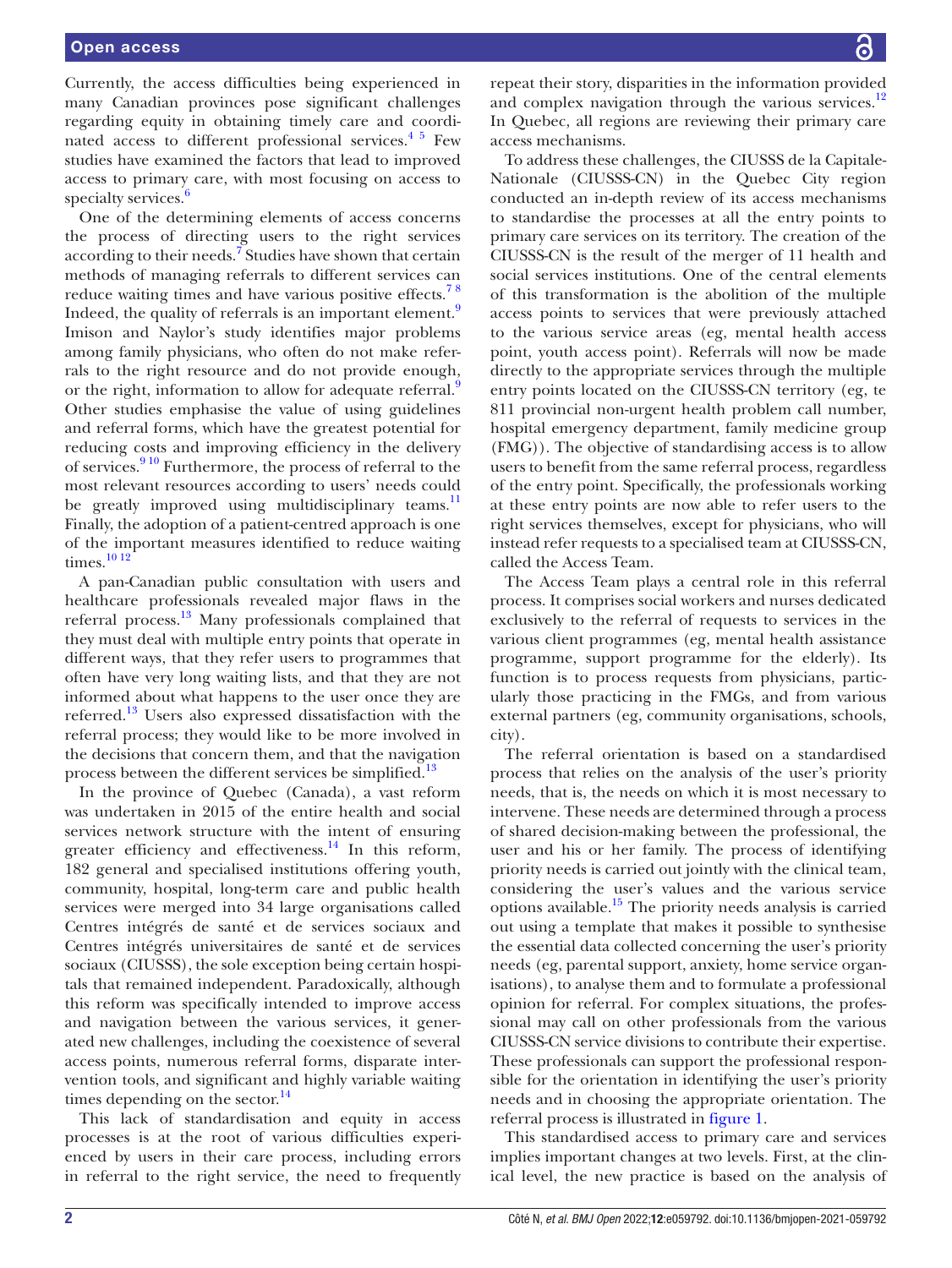Currently, the access difficulties being experienced in many Canadian provinces pose significant challenges regarding equity in obtaining timely care and coordinated access to different professional services.[4 5] Few studies have examined the factors that lead to improved access to primary care, with most focusing on access to specialty services.[6]

One of the determining elements of access concerns the process of directing users to the right services according to their needs.[7] Studies have shown that certain methods of managing referrals to different services can reduce waiting times and have various positive effects.[7 8] Indeed, the quality of referrals is an important element.[9] Imison and Naylor's study identifies major problems among family physicians, who often do not make referrals to the right resource and do not provide enough, or the right, information to allow for adequate referral.[9] Other studies emphasise the value of using guidelines and referral forms, which have the greatest potential for reducing costs and improving efficiency in the delivery of services.[9 10] Furthermore, the process of referral to the most relevant resources according to users' needs could be greatly improved using multidisciplinary teams.[11] Finally, the adoption of a patient-centred approach is one of the important measures identified to reduce waiting times.[10 12]

A pan-Canadian public consultation with users and healthcare professionals revealed major flaws in the referral process.[13] Many professionals complained that they must deal with multiple entry points that operate in different ways, that they refer users to programmes that often have very long waiting lists, and that they are not informed about what happens to the user once they are referred.[13] Users also expressed dissatisfaction with the referral process; they would like to be more involved in the decisions that concern them, and that the navigation process between the different services be simplified.[13]

In the province of Quebec (Canada), a vast reform was undertaken in 2015 of the entire health and social services network structure with the intent of ensuring greater efficiency and effectiveness.[14] In this reform, 182 general and specialised institutions offering youth, community, hospital, long-term care and public health services were merged into 34 large organisations called Centres intégrés de santé et de services sociaux and Centres intégrés universitaires de santé et de services sociaux (CIUSSS), the sole exception being certain hospitals that remained independent. Paradoxically, although this reform was specifically intended to improve access and navigation between the various services, it generated new challenges, including the coexistence of several access points, numerous referral forms, disparate intervention tools, and significant and highly variable waiting times depending on the sector.[14]

This lack of standardisation and equity in access processes is at the root of various difficulties experienced by users in their care process, including errors in referral to the right service, the need to frequently repeat their story, disparities in the information provided and complex navigation through the various services.[12] In Quebec, all regions are reviewing their primary care access mechanisms.

To address these challenges, the CIUSSS de la Capitale-Nationale (CIUSSS-CN) in the Quebec City region conducted an in-depth review of its access mechanisms to standardise the processes at all the entry points to primary care services on its territory. The creation of the CIUSSS-CN is the result of the merger of 11 health and social services institutions. One of the central elements of this transformation is the abolition of the multiple access points to services that were previously attached to the various service areas (eg, mental health access point, youth access point). Referrals will now be made directly to the appropriate services through the multiple entry points located on the CIUSSS-CN territory (eg, te 811 provincial non-urgent health problem call number, hospital emergency department, family medicine group (FMG)). The objective of standardising access is to allow users to benefit from the same referral process, regardless of the entry point. Specifically, the professionals working at these entry points are now able to refer users to the right services themselves, except for physicians, who will instead refer requests to a specialised team at CIUSSS-CN, called the Access Team.

The Access Team plays a central role in this referral process. It comprises social workers and nurses dedicated exclusively to the referral of requests to services in the various client programmes (eg, mental health assistance programme, support programme for the elderly). Its function is to process requests from physicians, particularly those practicing in the FMGs, and from various external partners (eg, community organisations, schools, city).

The referral orientation is based on a standardised process that relies on the analysis of the user's priority needs, that is, the needs on which it is most necessary to intervene. These needs are determined through a process of shared decision-making between the professional, the user and his or her family. The process of identifying priority needs is carried out jointly with the clinical team, considering the user's values and the various service options available.[15] The priority needs analysis is carried out using a template that makes it possible to synthesise the essential data collected concerning the user's priority needs (eg, parental support, anxiety, home service organisations), to analyse them and to formulate a professional opinion for referral. For complex situations, the professional may call on other professionals from the various CIUSSS-CN service divisions to contribute their expertise. These professionals can support the professional responsible for the orientation in identifying the user's priority needs and in choosing the appropriate orientation. The referral process is illustrated in figure 1.

This standardised access to primary care and services implies important changes at two levels. First, at the clinical level, the new practice is based on the analysis of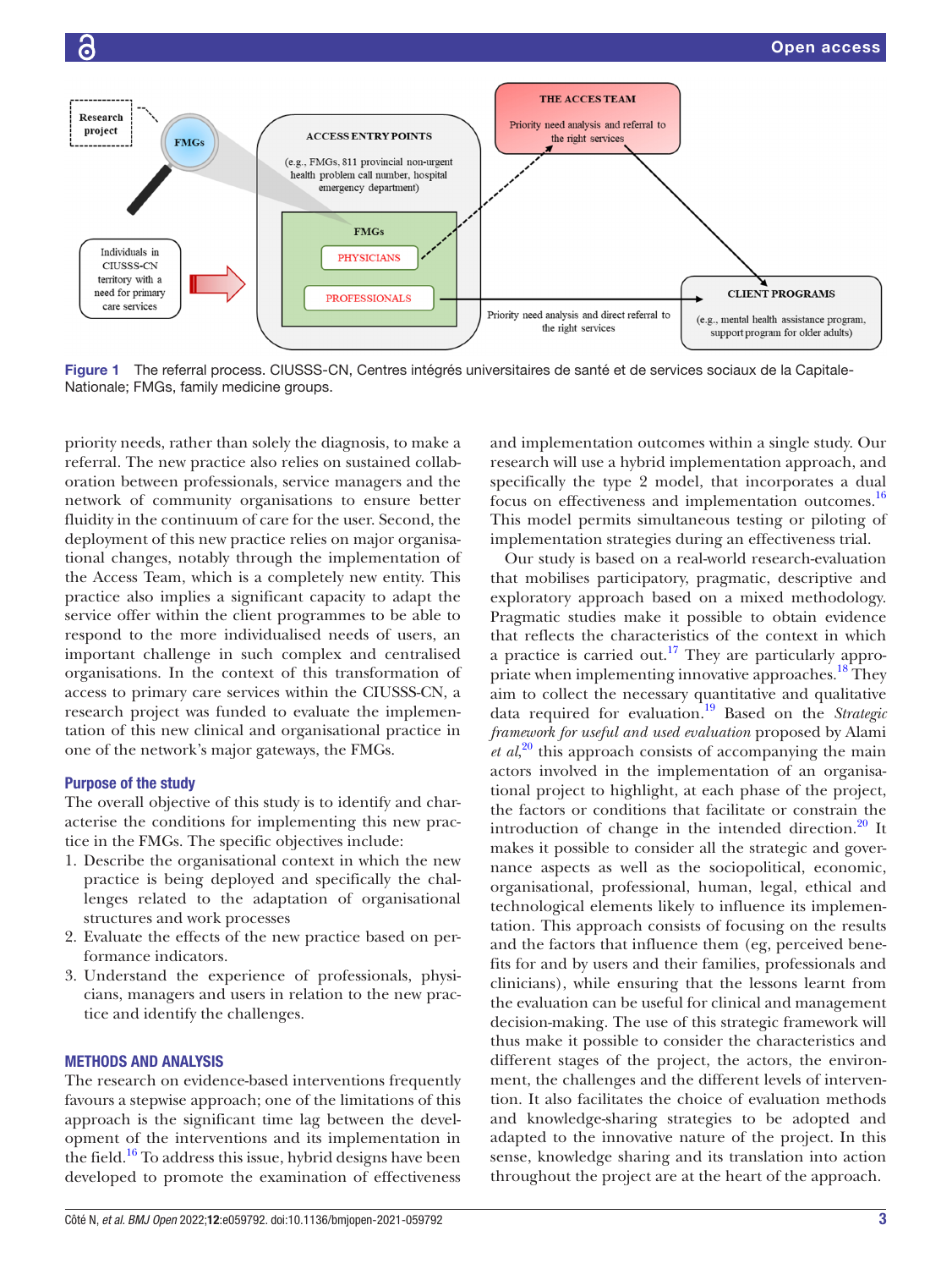Figure 1 The referral process. CIUSSS-CN, Centres intégrés universitaires de santé et de services sociaux de la Capitale-Nationale; FMGs, family medicine groups.

priority needs, rather than solely the diagnosis, to make a referral. The new practice also relies on sustained collaboration between professionals, service managers and the network of community organisations to ensure better fluidity in the continuum of care for the user. Second, the deployment of this new practice relies on major organisational changes, notably through the implementation of the Access Team, which is a completely new entity. This practice also implies a significant capacity to adapt the service offer within the client programmes to be able to respond to the more individualised needs of users, an important challenge in such complex and centralised organisations. In the context of this transformation of access to primary care services within the CIUSSS-CN, a research project was funded to evaluate the implementation of this new clinical and organisational practice in one of the network's major gateways, the FMGs.

### Purpose of the study

The overall objective of this study is to identify and characterise the conditions for implementing this new practice in the FMGs. The specific objectives include:

1. Describe the organisational context in which the new practice is being deployed and specifically the challenges related to the adaptation of organisational structures and work processes
2. Evaluate the effects of the new practice based on performance indicators.
3. Understand the experience of professionals, physicians, managers and users in relation to the new practice and identify the challenges.

## METHODS AND ANALYSIS

The research on evidence-based interventions frequently favours a stepwise approach; one of the limitations of this approach is the significant time lag between the development of the interventions and its implementation in the field.[16] To address this issue, hybrid designs have been developed to promote the examination of effectiveness and implementation outcomes within a single study. Our research will use a hybrid implementation approach, and specifically the type 2 model, that incorporates a dual focus on effectiveness and implementation outcomes.[16] This model permits simultaneous testing or piloting of implementation strategies during an effectiveness trial.

Our study is based on a real-world research-evaluation that mobilises participatory, pragmatic, descriptive and exploratory approach based on a mixed methodology. Pragmatic studies make it possible to obtain evidence that reflects the characteristics of the context in which a practice is carried out.[17] They are particularly appropriate when implementing innovative approaches.[18] They aim to collect the necessary quantitative and qualitative data required for evaluation.[19] Based on the *Strategic framework for useful and used evaluation* proposed by Alami *et al*,[20] this approach consists of accompanying the main actors involved in the implementation of an organisational project to highlight, at each phase of the project, the factors or conditions that facilitate or constrain the introduction of change in the intended direction.[20] It makes it possible to consider all the strategic and governance aspects as well as the sociopolitical, economic, organisational, professional, human, legal, ethical and technological elements likely to influence its implementation. This approach consists of focusing on the results and the factors that influence them (eg, perceived benefits for and by users and their families, professionals and clinicians), while ensuring that the lessons learnt from the evaluation can be useful for clinical and management decision-making. The use of this strategic framework will thus make it possible to consider the characteristics and different stages of the project, the actors, the environment, the challenges and the different levels of intervention. It also facilitates the choice of evaluation methods and knowledge-sharing strategies to be adopted and adapted to the innovative nature of the project. In this sense, knowledge sharing and its translation into action throughout the project are at the heart of the approach.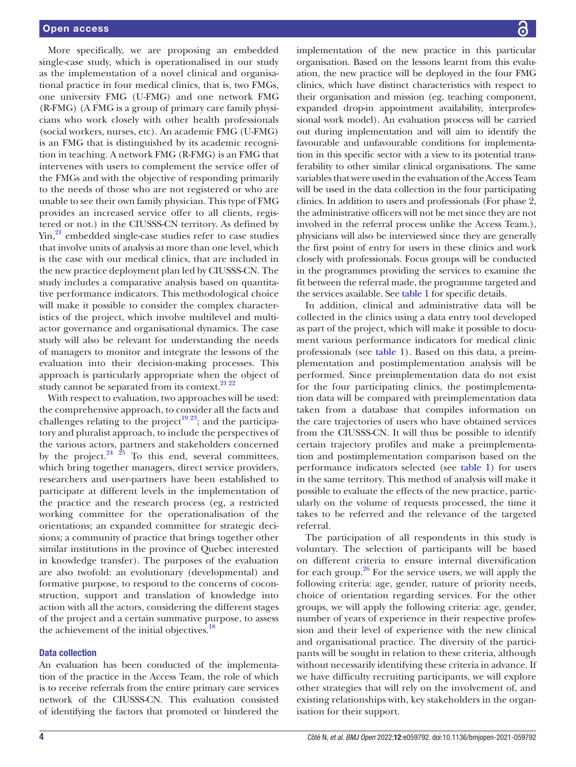More specifically, we are proposing an embedded single-case study, which is operationalised in our study as the implementation of a novel clinical and organisational practice in four medical clinics, that is, two FMGs, one university FMG (U-FMG) and one network FMG (R-FMG) (A FMG is a group of primary care family physicians who work closely with other health professionals (social workers, nurses, etc). An academic FMG (U-FMG) is an FMG that is distinguished by its academic recognition in teaching. A network FMG (R-FMG) is an FMG that intervenes with users to complement the service offer of the FMGs and with the objective of responding primarily to the needs of those who are not registered or who are unable to see their own family physician. This type of FMG provides an increased service offer to all clients, registered or not.) in the CIUSSS-CN territory. As defined by Yin,[21] embedded single-case studies refer to case studies that involve units of analysis at more than one level, which is the case with our medical clinics, that are included in the new practice deployment plan led by CIUSSS-CN. The study includes a comparative analysis based on quantitative performance indicators. This methodological choice will make it possible to consider the complex characteristics of the project, which involve multilevel and multi-actor governance and organisational dynamics. The case study will also be relevant for understanding the needs of managers to monitor and integrate the lessons of the evaluation into their decision-making processes. This approach is particularly appropriate when the object of study cannot be separated from its context.[21 22]

With respect to evaluation, two approaches will be used: the comprehensive approach, to consider all the facts and challenges relating to the project[19 23]; and the participatory and pluralist approach, to include the perspectives of the various actors, partners and stakeholders concerned by the project.[24 25] To this end, several committees, which bring together managers, direct service providers, researchers and user-partners have been established to participate at different levels in the implementation of the practice and the research process (eg, a restricted working committee for the operationalisation of the orientations; an expanded committee for strategic decisions; a community of practice that brings together other similar institutions in the province of Quebec interested in knowledge transfer). The purposes of the evaluation are also twofold: an evolutionary (developmental) and formative purpose, to respond to the concerns of coconstruction, support and translation of knowledge into action with all the actors, considering the different stages of the project and a certain summative purpose, to assess the achievement of the initial objectives.[18]

### Data collection

An evaluation has been conducted of the implementation of the practice in the Access Team, the role of which is to receive referrals from the entire primary care services network of the CIUSSS-CN. This evaluation consisted of identifying the factors that promoted or hindered the implementation of the new practice in this particular organisation. Based on the lessons learnt from this evaluation, the new practice will be deployed in the four FMG clinics, which have distinct characteristics with respect to their organisation and mission (eg, teaching component, expanded drop-in appointment availability, interprofessional work model). An evaluation process will be carried out during implementation and will aim to identify the favourable and unfavourable conditions for implementation in this specific sector with a view to its potential transferability to other similar clinical organisations. The same variables that were used in the evaluation of the Access Team will be used in the data collection in the four participating clinics. In addition to users and professionals (For phase 2, the administrative officers will not be met since they are not involved in the referral process unlike the Access Team.), physicians will also be interviewed since they are generally the first point of entry for users in these clinics and work closely with professionals. Focus groups will be conducted in the programmes providing the services to examine the fit between the referral made, the programme targeted and the services available. See table 1 for specific details.

In addition, clinical and administrative data will be collected in the clinics using a data entry tool developed as part of the project, which will make it possible to document various performance indicators for medical clinic professionals (see table 1). Based on this data, a preimplementation and postimplementation analysis will be performed. Since preimplementation data do not exist for the four participating clinics, the postimplementation data will be compared with preimplementation data taken from a database that compiles information on the care trajectories of users who have obtained services from the CIUSSS-CN. It will thus be possible to identify certain trajectory profiles and make a preimplementation and postimplementation comparison based on the performance indicators selected (see table 1) for users in the same territory. This method of analysis will make it possible to evaluate the effects of the new practice, particularly on the volume of requests processed, the time it takes to be referred and the relevance of the targeted referral.

The participation of all respondents in this study is voluntary. The selection of participants will be based on different criteria to ensure internal diversification for each group.[26] For the service users, we will apply the following criteria: age, gender, nature of priority needs, choice of orientation regarding services. For the other groups, we will apply the following criteria: age, gender, number of years of experience in their respective profession and their level of experience with the new clinical and organisational practice. The diversity of the participants will be sought in relation to these criteria, although without necessarily identifying these criteria in advance. If we have difficulty recruiting participants, we will explore other strategies that will rely on the involvement of, and existing relationships with, key stakeholders in the organisation for their support.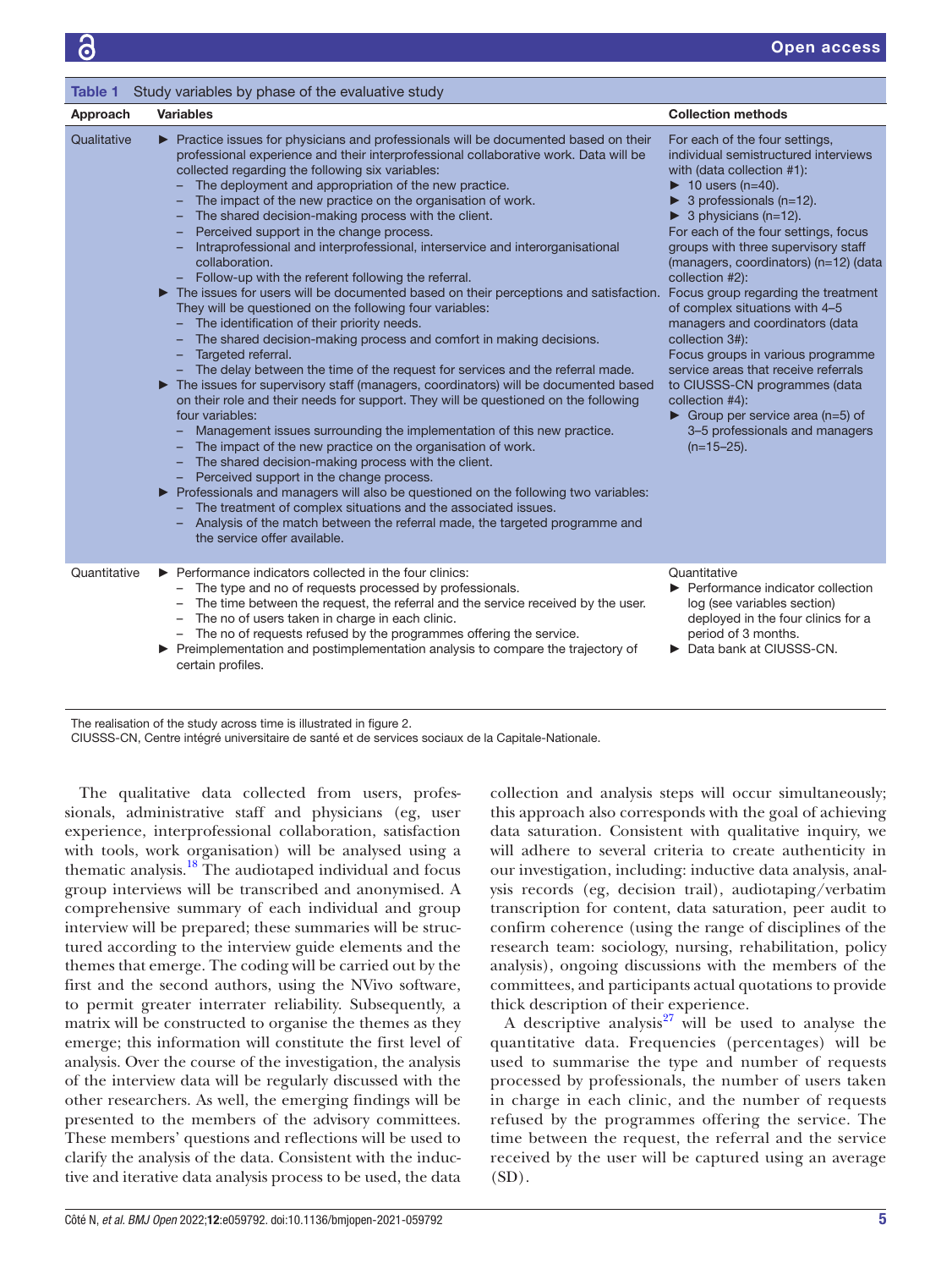**Table 1** Study variables by phase of the evaluative study

| Approach | Variables | Collection methods |
|---|---|---|
| Qualitative | ► Practice issues for physicians and professionals will be documented based on their professional experience and their interprofessional collaborative work. Data will be collected regarding the following six variables:<br>– The deployment and appropriation of the new practice.<br>– The impact of the new practice on the organisation of work.<br>– The shared decision-making process with the client.<br>– Perceived support in the change process.<br>– Intraprofessional and interprofessional, interservice and interorganisational collaboration.<br>– Follow-up with the referent following the referral.<br>► The issues for users will be documented based on their perceptions and satisfaction. They will be questioned on the following four variables:<br>– The identification of their priority needs.<br>– The shared decision-making process and comfort in making decisions.<br>– Targeted referral.<br>– The delay between the time of the request for services and the referral made.<br>► The issues for supervisory staff (managers, coordinators) will be documented based on their role and their needs for support. They will be questioned on the following four variables:<br>– Management issues surrounding the implementation of this new practice.<br>– The impact of the new practice on the organisation of work.<br>– The shared decision-making process with the client.<br>– Perceived support in the change process.<br>► Professionals and managers will also be questioned on the following two variables:<br>– The treatment of complex situations and the associated issues.<br>– Analysis of the match between the referral made, the targeted programme and the service offer available. | For each of the four settings, individual semistructured interviews with (data collection #1):<br>► 10 users (n=40).<br>► 3 professionals (n=12).<br>► 3 physicians (n=12).<br>For each of the four settings, focus groups with three supervisory staff (managers, coordinators) (n=12) (data collection #2):<br>Focus group regarding the treatment of complex situations with 4–5 managers and coordinators (data collection 3#):<br>Focus groups in various programme service areas that receive referrals to CIUSSS-CN programmes (data collection #4):<br>► Group per service area (n=5) of 3–5 professionals and managers (n=15–25). |
| Quantitative | ► Performance indicators collected in the four clinics:<br>– The type and no of requests processed by professionals.<br>– The time between the request, the referral and the service received by the user.<br>– The no of users taken in charge in each clinic.<br>– The no of requests refused by the programmes offering the service.<br>► Preimplementation and postimplementation analysis to compare the trajectory of certain profiles. | Quantitative<br>► Performance indicator collection log (see variables section) deployed in the four clinics for a period of 3 months.<br>► Data bank at CIUSSS-CN. |

The realisation of the study across time is illustrated in figure 2.
CIUSSS-CN, Centre intégré universitaire de santé et de services sociaux de la Capitale-Nationale.

The qualitative data collected from users, professionals, administrative staff and physicians (eg, user experience, interprofessional collaboration, satisfaction with tools, work organisation) will be analysed using a thematic analysis.[18] The audiotaped individual and focus group interviews will be transcribed and anonymised. A comprehensive summary of each individual and group interview will be prepared; these summaries will be structured according to the interview guide elements and the themes that emerge. The coding will be carried out by the first and the second authors, using the NVivo software, to permit greater interrater reliability. Subsequently, a matrix will be constructed to organise the themes as they emerge; this information will constitute the first level of analysis. Over the course of the investigation, the analysis of the interview data will be regularly discussed with the other researchers. As well, the emerging findings will be presented to the members of the advisory committees. These members' questions and reflections will be used to clarify the analysis of the data. Consistent with the inductive and iterative data analysis process to be used, the data collection and analysis steps will occur simultaneously; this approach also corresponds with the goal of achieving data saturation. Consistent with qualitative inquiry, we will adhere to several criteria to create authenticity in our investigation, including: inductive data analysis, analysis records (eg, decision trail), audiotaping/verbatim transcription for content, data saturation, peer audit to confirm coherence (using the range of disciplines of the research team: sociology, nursing, rehabilitation, policy analysis), ongoing discussions with the members of the committees, and participants actual quotations to provide thick description of their experience.

A descriptive analysis[27] will be used to analyse the quantitative data. Frequencies (percentages) will be used to summarise the type and number of requests processed by professionals, the number of users taken in charge in each clinic, and the number of requests refused by the programmes offering the service. The time between the request, the referral and the service received by the user will be captured using an average (SD).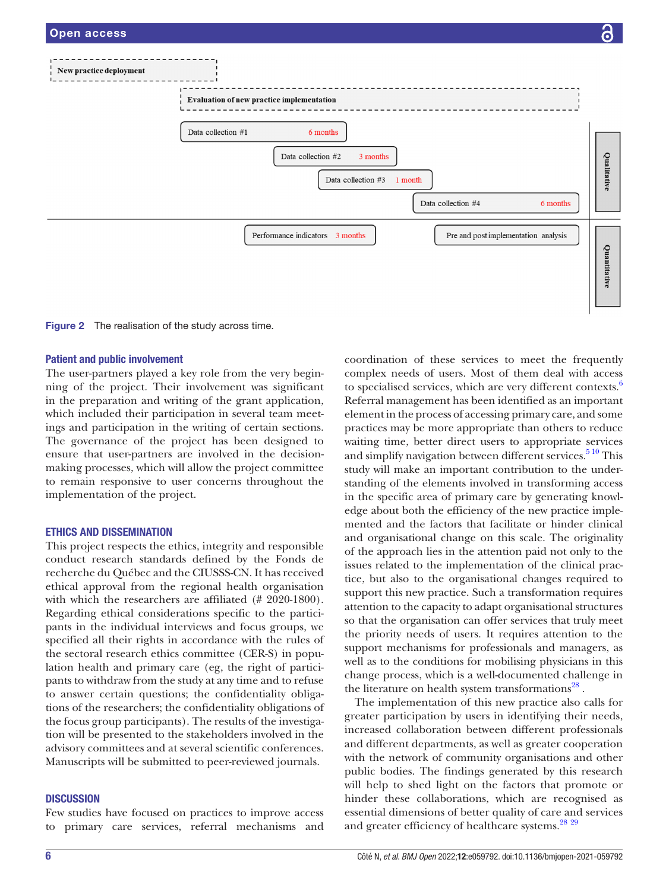New practice deployment

Evaluation of new practice implementation

Data collection #1 — 6 months

Data collection #2 — 3 months

Data collection #3 — 1 month

Data collection #4 — 6 months

Qualitative

Performance indicators — 3 months

Pre and post implementation analysis

Quantitative

Figure 2 The realisation of the study across time.

## Patient and public involvement

The user-partners played a key role from the very beginning of the project. Their involvement was significant in the preparation and writing of the grant application, which included their participation in several team meetings and participation in the writing of certain sections. The governance of the project has been designed to ensure that user-partners are involved in the decision-making processes, which will allow the project committee to remain responsive to user concerns throughout the implementation of the project.

## ETHICS AND DISSEMINATION

This project respects the ethics, integrity and responsible conduct research standards defined by the Fonds de recherche du Québec and the CIUSSS-CN. It has received ethical approval from the regional health organisation with which the researchers are affiliated (# 2020-1800). Regarding ethical considerations specific to the participants in the individual interviews and focus groups, we specified all their rights in accordance with the rules of the sectoral research ethics committee (CER-S) in population health and primary care (eg, the right of participants to withdraw from the study at any time and to refuse to answer certain questions; the confidentiality obligations of the researchers; the confidentiality obligations of the focus group participants). The results of the investigation will be presented to the stakeholders involved in the advisory committees and at several scientific conferences. Manuscripts will be submitted to peer-reviewed journals.

## DISCUSSION

Few studies have focused on practices to improve access to primary care services, referral mechanisms and coordination of these services to meet the frequently complex needs of users. Most of them deal with access to specialised services, which are very different contexts.[6] Referral management has been identified as an important element in the process of accessing primary care, and some practices may be more appropriate than others to reduce waiting time, better direct users to appropriate services and simplify navigation between different services.[5 10] This study will make an important contribution to the understanding of the elements involved in transforming access in the specific area of primary care by generating knowledge about both the efficiency of the new practice implemented and the factors that facilitate or hinder clinical and organisational change on this scale. The originality of the approach lies in the attention paid not only to the issues related to the implementation of the clinical practice, but also to the organisational changes required to support this new practice. Such a transformation requires attention to the capacity to adapt organisational structures so that the organisation can offer services that truly meet the priority needs of users. It requires attention to the support mechanisms for professionals and managers, as well as to the conditions for mobilising physicians in this change process, which is a well-documented challenge in the literature on health system transformations[28].

The implementation of this new practice also calls for greater participation by users in identifying their needs, increased collaboration between different professionals and different departments, as well as greater cooperation with the network of community organisations and other public bodies. The findings generated by this research will help to shed light on the factors that promote or hinder these collaborations, which are recognised as essential dimensions of better quality of care and services and greater efficiency of healthcare systems.[28 29]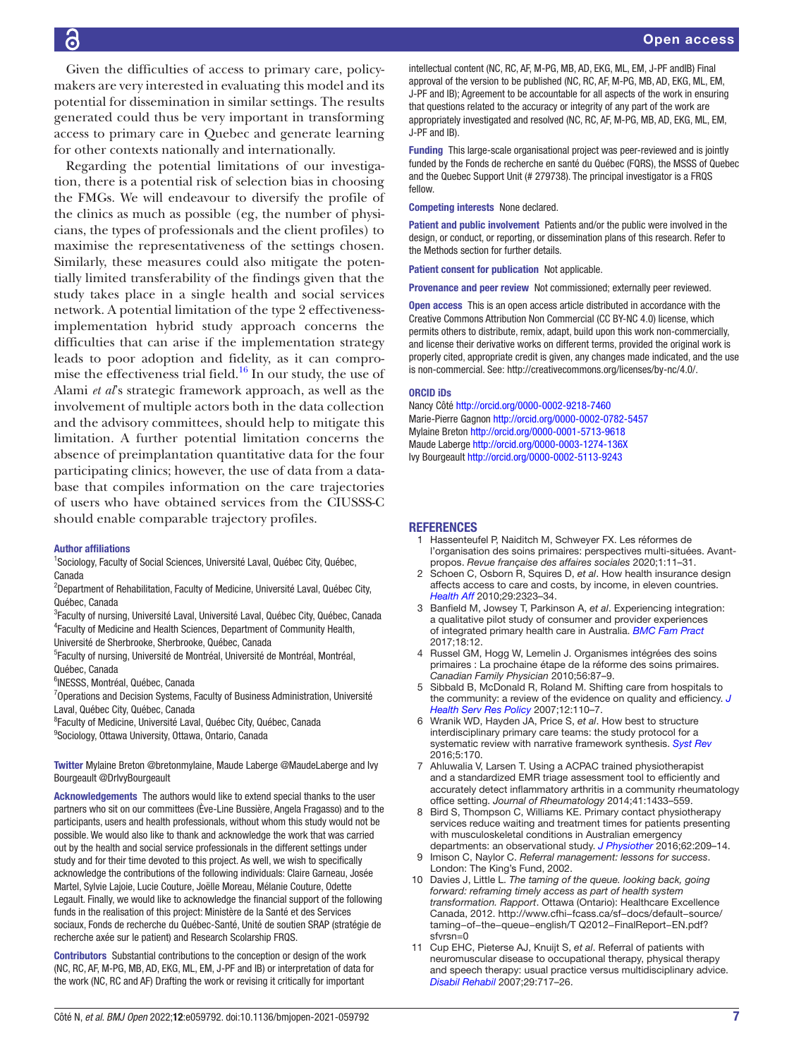Given the difficulties of access to primary care, policymakers are very interested in evaluating this model and its potential for dissemination in similar settings. The results generated could thus be very important in transforming access to primary care in Quebec and generate learning for other contexts nationally and internationally.

Regarding the potential limitations of our investigation, there is a potential risk of selection bias in choosing the FMGs. We will endeavour to diversify the profile of the clinics as much as possible (eg, the number of physicians, the types of professionals and the client profiles) to maximise the representativeness of the settings chosen. Similarly, these measures could also mitigate the potentially limited transferability of the findings given that the study takes place in a single health and social services network. A potential limitation of the type 2 effectiveness-implementation hybrid study approach concerns the difficulties that can arise if the implementation strategy leads to poor adoption and fidelity, as it can compromise the effectiveness trial field.[16] In our study, the use of Alami *et al*'s strategic framework approach, as well as the involvement of multiple actors both in the data collection and the advisory committees, should help to mitigate this limitation. A further potential limitation concerns the absence of preimplantation quantitative data for the four participating clinics; however, the use of data from a database that compiles information on the care trajectories of users who have obtained services from the CIUSSS-C should enable comparable trajectory profiles.

**Author affiliations**

[1]Sociology, Faculty of Social Sciences, Université Laval, Québec City, Québec, Canada
[2]Department of Rehabilitation, Faculty of Medicine, Université Laval, Québec City, Québec, Canada
[3]Faculty of nursing, Université Laval, Université Laval, Québec City, Québec, Canada
[4]Faculty of Medicine and Health Sciences, Department of Community Health, Université de Sherbrooke, Sherbrooke, Québec, Canada
[5]Faculty of nursing, Université de Montréal, Université de Montréal, Montréal, Québec, Canada
[6]INESSS, Montréal, Québec, Canada
[7]Operations and Decision Systems, Faculty of Business Administration, Université Laval, Québec City, Québec, Canada
[8]Faculty of Medicine, Université Laval, Québec City, Québec, Canada
[9]Sociology, Ottawa University, Ottawa, Ontario, Canada

**Twitter** Mylaine Breton @bretonmylaine, Maude Laberge @MaudeLaberge and Ivy Bourgeault @DrIvyBourgeault

**Acknowledgements** The authors would like to extend special thanks to the user partners who sit on our committees (Ève-Line Bussière, Angela Fragasso) and to the participants, users and health professionals, without whom this study would not be possible. We would also like to thank and acknowledge the work that was carried out by the health and social service professionals in the different settings under study and for their time devoted to this project. As well, we wish to specifically acknowledge the contributions of the following individuals: Claire Garneau, Josée Martel, Sylvie Lajoie, Lucie Couture, Joëlle Moreau, Mélanie Couture, Odette Legault. Finally, we would like to acknowledge the financial support of the following funds in the realisation of this project: Ministère de la Santé et des Services sociaux, Fonds de recherche du Québec-Santé, Unité de soutien SRAP (stratégie de recherche axée sur le patient) and Research Scolarship FRQS.

**Contributors** Substantial contributions to the conception or design of the work (NC, RC, AF, M-PG, MB, AD, EKG, ML, EM, J-PF and IB) or interpretation of data for the work (NC, RC and AF) Drafting the work or revising it critically for important intellectual content (NC, RC, AF, M-PG, MB, AD, EKG, ML, EM, J-PF andIB) Final approval of the version to be published (NC, RC, AF, M-PG, MB, AD, EKG, ML, EM, J-PF and IB); Agreement to be accountable for all aspects of the work in ensuring that questions related to the accuracy or integrity of any part of the work are appropriately investigated and resolved (NC, RC, AF, M-PG, MB, AD, EKG, ML, EM, J-PF and IB).

**Funding** This large-scale organisational project was peer-reviewed and is jointly funded by the Fonds de recherche en santé du Québec (FQRS), the MSSS of Quebec and the Quebec Support Unit (# 279738). The principal investigator is a FRQS fellow.

**Competing interests** None declared.

**Patient and public involvement** Patients and/or the public were involved in the design, or conduct, or reporting, or dissemination plans of this research. Refer to the Methods section for further details.

**Patient consent for publication** Not applicable.

**Provenance and peer review** Not commissioned; externally peer reviewed.

**Open access** This is an open access article distributed in accordance with the Creative Commons Attribution Non Commercial (CC BY-NC 4.0) license, which permits others to distribute, remix, adapt, build upon this work non-commercially, and license their derivative works on different terms, provided the original work is properly cited, appropriate credit is given, any changes made indicated, and the use is non-commercial. See: http://creativecommons.org/licenses/by-nc/4.0/.

**ORCID iDs**

Nancy Côté http://orcid.org/0000-0002-9218-7460
Marie-Pierre Gagnon http://orcid.org/0000-0002-0782-5457
Mylaine Breton http://orcid.org/0000-0001-5713-9618
Maude Laberge http://orcid.org/0000-0003-1274-136X
Ivy Bourgeault http://orcid.org/0000-0002-5113-9243

## REFERENCES

1. Hassenteufel P, Naiditch M, Schweyer FX. Les réformes de l'organisation des soins primaires: perspectives multi-situées. Avant-propos. *Revue française des affaires sociales* 2020;1:11–31.
2. Schoen C, Osborn R, Squires D, *et al*. How health insurance design affects access to care and costs, by income, in eleven countries. *Health Aff* 2010;29:2323–34.
3. Banfield M, Jowsey T, Parkinson A, *et al*. Experiencing integration: a qualitative pilot study of consumer and provider experiences of integrated primary health care in Australia. *BMC Fam Pract* 2017;18:12.
4. Russel GM, Hogg W, Lemelin J. Organismes intégrées des soins primaires : La prochaine étape de la réforme des soins primaires. *Canadian Family Physician* 2010;56:87–9.
5. Sibbald B, McDonald R, Roland M. Shifting care from hospitals to the community: a review of the evidence on quality and efficiency. *J Health Serv Res Policy* 2007;12:110–7.
6. Wranik WD, Hayden JA, Price S, *et al*. How best to structure interdisciplinary primary care teams: the study protocol for a systematic review with narrative framework synthesis. *Syst Rev* 2016;5:170.
7. Ahluwalia V, Larsen T. Using a ACPAC trained physiotherapist and a standardized EMR triage assessment tool to efficiently and accurately detect inflammatory arthritis in a community rheumatology office setting. *Journal of Rheumatology* 2014;41:1433–559.
8. Bird S, Thompson C, Williams KE. Primary contact physiotherapy services reduce waiting and treatment times for patients presenting with musculoskeletal conditions in Australian emergency departments: an observational study. *J Physiother* 2016;62:209–14.
9. Imison C, Naylor C. *Referral management: lessons for success*. London: The King's Fund, 2002.
10. Davies J, Little L. *The taming of the queue. looking back, going forward: reframing timely access as part of health system transformation. Rapport*. Ottawa (Ontario): Healthcare Excellence Canada, 2012. http://www.cfhi–fcass.ca/sf–docs/default–source/taming–of–the–queue–english/T Q2012–FinalReport–EN.pdf?sfvrsn=0
11. Cup EHC, Pieterse AJ, Knuijt S, *et al*. Referral of patients with neuromuscular disease to occupational therapy, physical therapy and speech therapy: usual practice versus multidisciplinary advice. *Disabil Rehabil* 2007;29:717–26.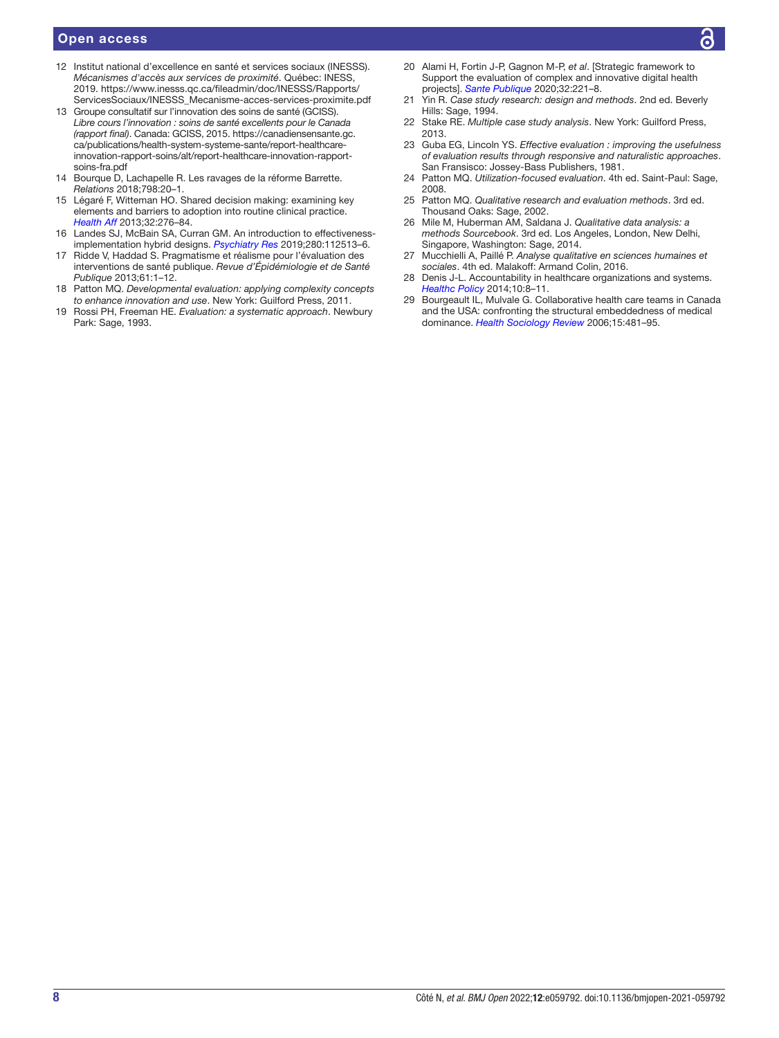12. Institut national d'excellence en santé et services sociaux (INESSS). *Mécanismes d'accès aux services de proximité*. Québec: INESS, 2019. https://www.inesss.qc.ca/fileadmin/doc/INESSS/Rapports/ServicesSociaux/INESSS_Mecanisme-acces-services-proximite.pdf
13. Groupe consultatif sur l'innovation des soins de santé (GCISS). *Libre cours l'innovation : soins de santé excellents pour le Canada (rapport final)*. Canada: GCISS, 2015. https://canadiensensante.gc.ca/publications/health-system-systeme-sante/report-healthcare-innovation-rapport-soins/alt/report-healthcare-innovation-rapport-soins-fra.pdf
14. Bourque D, Lachapelle R. Les ravages de la réforme Barrette. *Relations* 2018;798:20–1.
15. Légaré F, Witteman HO. Shared decision making: examining key elements and barriers to adoption into routine clinical practice. *Health Aff* 2013;32:276–84.
16. Landes SJ, McBain SA, Curran GM. An introduction to effectiveness-implementation hybrid designs. *Psychiatry Res* 2019;280:112513–6.
17. Ridde V, Haddad S. Pragmatisme et réalisme pour l'évaluation des interventions de santé publique. *Revue d'Épidémiologie et de Santé Publique* 2013;61:1–12.
18. Patton MQ. *Developmental evaluation: applying complexity concepts to enhance innovation and use*. New York: Guilford Press, 2011.
19. Rossi PH, Freeman HE. *Evaluation: a systematic approach*. Newbury Park: Sage, 1993.
20. Alami H, Fortin J-P, Gagnon M-P, *et al*. [Strategic framework to Support the evaluation of complex and innovative digital health projects]. *Sante Publique* 2020;32:221–8.
21. Yin R. *Case study research: design and methods*. 2nd ed. Beverly Hills: Sage, 1994.
22. Stake RE. *Multiple case study analysis*. New York: Guilford Press, 2013.
23. Guba EG, Lincoln YS. *Effective evaluation : improving the usefulness of evaluation results through responsive and naturalistic approaches*. San Fransisco: Jossey-Bass Publishers, 1981.
24. Patton MQ. *Utilization-focused evaluation*. 4th ed. Saint-Paul: Sage, 2008.
25. Patton MQ. *Qualitative research and evaluation methods*. 3rd ed. Thousand Oaks: Sage, 2002.
26. Mile M, Huberman AM, Saldana J. *Qualitative data analysis: a methods Sourcebook*. 3rd ed. Los Angeles, London, New Delhi, Singapore, Washington: Sage, 2014.
27. Mucchielli A, Paillé P. *Analyse qualitative en sciences humaines et sociales*. 4th ed. Malakoff: Armand Colin, 2016.
28. Denis J-L. Accountability in healthcare organizations and systems. *Healthc Policy* 2014;10:8–11.
29. Bourgeault IL, Mulvale G. Collaborative health care teams in Canada and the USA: confronting the structural embeddedness of medical dominance. *Health Sociology Review* 2006;15:481–95.